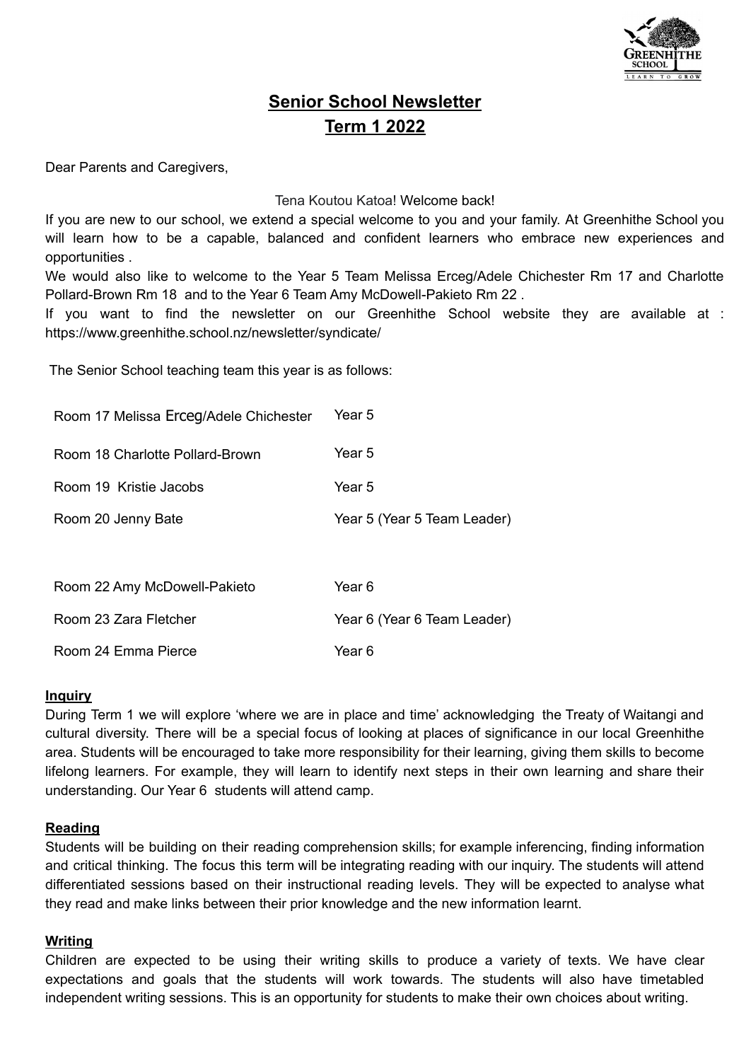# Senior School Newsletter

## Term 1 2022

Dear Parents and Caregivers,

Tena Koutou Katoa! Welcome back!

If you are new to our school, we extend a special welcome to you and your family. At Greenhithe School you will learn how to be a capable, balanced and confident learners who embrace new experiences and opportunities .

We would also like to welcome to the Year 5 Team Melissa Erceg/Adele Chichester Rm 17 and Charlotte Pollard-Brown Rm 18 and to the Year 6 Team Amy McDowell-Pakieto Rm 22 .

If you want to find the newsletter on our Greenhithe School website they are available at : https://www.greenhithe.school.nz/newsletter/syndicate/

The Senior School teaching team this year is as follows:

| Room | Year |
|---|---|
| Room 17 Melissa Erceg/Adele Chichester | Year 5 |
| Room 18 Charlotte Pollard-Brown | Year 5 |
| Room 19 Kristie Jacobs | Year 5 |
| Room 20 Jenny Bate | Year 5 (Year 5 Team Leader) |
| Room 22 Amy McDowell-Pakieto | Year 6 |
| Room 23 Zara Fletcher | Year 6 (Year 6 Team Leader) |
| Room 24 Emma Pierce | Year 6 |

### Inquiry

During Term 1 we will explore 'where we are in place and time' acknowledging the Treaty of Waitangi and cultural diversity. There will be a special focus of looking at places of significance in our local Greenhithe area. Students will be encouraged to take more responsibility for their learning, giving them skills to become lifelong learners. For example, they will learn to identify next steps in their own learning and share their understanding. Our Year 6 students will attend camp.

### Reading

Students will be building on their reading comprehension skills; for example inferencing, finding information and critical thinking. The focus this term will be integrating reading with our inquiry. The students will attend differentiated sessions based on their instructional reading levels. They will be expected to analyse what they read and make links between their prior knowledge and the new information learnt.

### Writing

Children are expected to be using their writing skills to produce a variety of texts. We have clear expectations and goals that the students will work towards. The students will also have timetabled independent writing sessions. This is an opportunity for students to make their own choices about writing.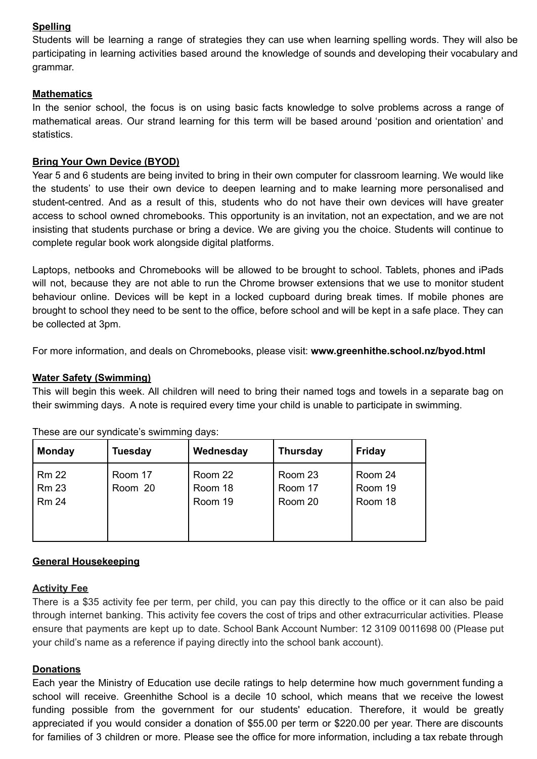**Spelling**

Students will be learning a range of strategies they can use when learning spelling words. They will also be participating in learning activities based around the knowledge of sounds and developing their vocabulary and grammar.

**Mathematics**

In the senior school, the focus is on using basic facts knowledge to solve problems across a range of mathematical areas. Our strand learning for this term will be based around 'position and orientation' and statistics.

**Bring Your Own Device (BYOD)**

Year 5 and 6 students are being invited to bring in their own computer for classroom learning. We would like the students' to use their own device to deepen learning and to make learning more personalised and student-centred. And as a result of this, students who do not have their own devices will have greater access to school owned chromebooks. This opportunity is an invitation, not an expectation, and we are not insisting that students purchase or bring a device. We are giving you the choice. Students will continue to complete regular book work alongside digital platforms.

Laptops, netbooks and Chromebooks will be allowed to be brought to school. Tablets, phones and iPads will not, because they are not able to run the Chrome browser extensions that we use to monitor student behaviour online. Devices will be kept in a locked cupboard during break times. If mobile phones are brought to school they need to be sent to the office, before school and will be kept in a safe place. They can be collected at 3pm.

For more information, and deals on Chromebooks, please visit: **www.greenhithe.school.nz/byod.html**

**Water Safety (Swimming)**

This will begin this week. All children will need to bring their named togs and towels in a separate bag on their swimming days. A note is required every time your child is unable to participate in swimming.

These are our syndicate's swimming days:

| Monday | Tuesday | Wednesday | Thursday | Friday |
|---|---|---|---|---|
| Rm 22<br>Rm 23<br>Rm 24 | Room 17<br>Room 20 | Room 22<br>Room 18<br>Room 19 | Room 23<br>Room 17<br>Room 20 | Room 24<br>Room 19<br>Room 18 |

**General Housekeeping**

**Activity Fee**

There is a $35 activity fee per term, per child, you can pay this directly to the office or it can also be paid through internet banking. This activity fee covers the cost of trips and other extracurricular activities. Please ensure that payments are kept up to date. School Bank Account Number: 12 3109 0011698 00 (Please put your child's name as a reference if paying directly into the school bank account).

**Donations**

Each year the Ministry of Education use decile ratings to help determine how much government funding a school will receive. Greenhithe School is a decile 10 school, which means that we receive the lowest funding possible from the government for our students' education. Therefore, it would be greatly appreciated if you would consider a donation of $55.00 per term or $220.00 per year. There are discounts for families of 3 children or more. Please see the office for more information, including a tax rebate through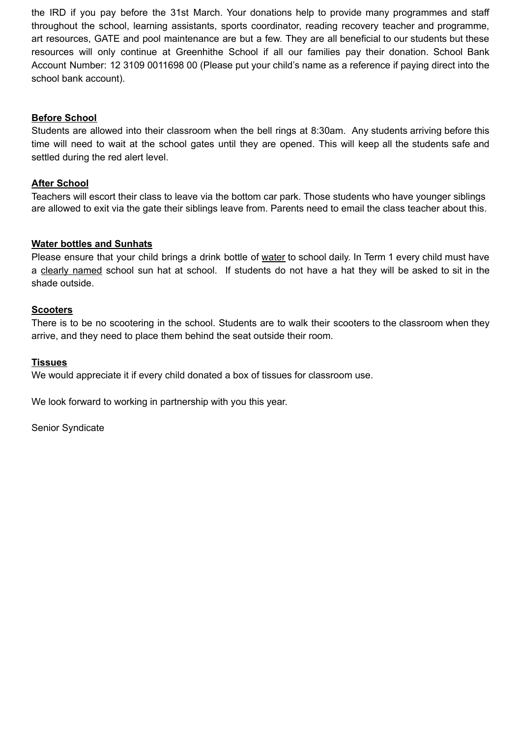the IRD if you pay before the 31st March. Your donations help to provide many programmes and staff throughout the school, learning assistants, sports coordinator, reading recovery teacher and programme, art resources, GATE and pool maintenance are but a few. They are all beneficial to our students but these resources will only continue at Greenhithe School if all our families pay their donation. School Bank Account Number: 12 3109 0011698 00 (Please put your child's name as a reference if paying direct into the school bank account).

**Before School**

Students are allowed into their classroom when the bell rings at 8:30am. Any students arriving before this time will need to wait at the school gates until they are opened. This will keep all the students safe and settled during the red alert level.

**After School**

Teachers will escort their class to leave via the bottom car park. Those students who have younger siblings are allowed to exit via the gate their siblings leave from. Parents need to email the class teacher about this.

**Water bottles and Sunhats**

Please ensure that your child brings a drink bottle of water to school daily. In Term 1 every child must have a clearly named school sun hat at school. If students do not have a hat they will be asked to sit in the shade outside.

**Scooters**

There is to be no scootering in the school. Students are to walk their scooters to the classroom when they arrive, and they need to place them behind the seat outside their room.

**Tissues**

We would appreciate it if every child donated a box of tissues for classroom use.

We look forward to working in partnership with you this year.

Senior Syndicate